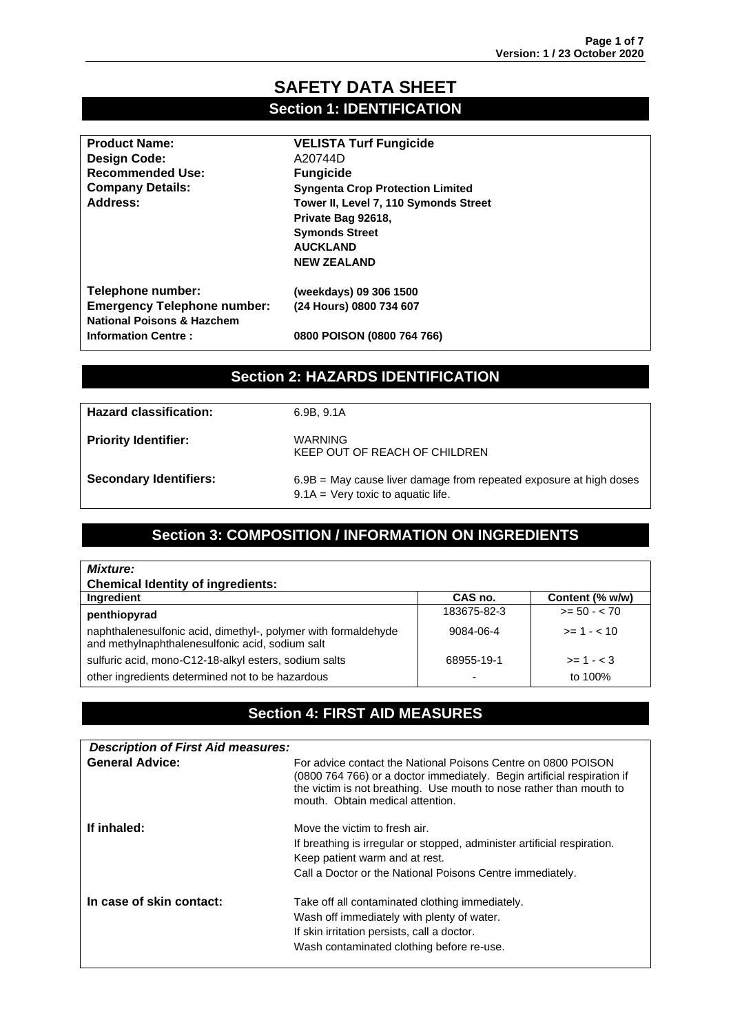# SAFETY DATA SHEET

## Section 1: IDENTIFICATION

| | |
|---|---|
| **Product Name:** | **VELISTA Turf Fungicide** |
| **Design Code:** | A20744D |
| **Recommended Use:** | **Fungicide** |
| **Company Details:** | **Syngenta Crop Protection Limited** |
| **Address:** | **Tower II, Level 7, 110 Symonds Street**<br>**Private Bag 92618,**<br>**Symonds Street**<br>**AUCKLAND**<br>**NEW ZEALAND** |
| **Telephone number:** | **(weekdays) 09 306 1500** |
| **Emergency Telephone number:** | **(24 Hours) 0800 734 607** |
| **National Poisons & Hazchem Information Centre :** | **0800 POISON (0800 764 766)** |

## Section 2: HAZARDS IDENTIFICATION

| | |
|---|---|
| **Hazard classification:** | 6.9B, 9.1A |
| **Priority Identifier:** | WARNING<br>KEEP OUT OF REACH OF CHILDREN |
| **Secondary Identifiers:** | 6.9B = May cause liver damage from repeated exposure at high doses<br>9.1A = Very toxic to aquatic life. |

## Section 3: COMPOSITION / INFORMATION ON INGREDIENTS

***Mixture:***

**Chemical Identity of ingredients:**

| Ingredient | CAS no. | Content (% w/w) |
|---|---|---|
| **penthiopyrad** | 183675-82-3 | >= 50 - < 70 |
| naphthalenesulfonic acid, dimethyl-, polymer with formaldehyde and methylnaphthalenesulfonic acid, sodium salt | 9084-06-4 | >= 1 - < 10 |
| sulfuric acid, mono-C12-18-alkyl esters, sodium salts | 68955-19-1 | >= 1 - < 3 |
| other ingredients determined not to be hazardous | - | to 100% |

## Section 4: FIRST AID MEASURES

***Description of First Aid measures:***

**General Advice:**
For advice contact the National Poisons Centre on 0800 POISON (0800 764 766) or a doctor immediately. Begin artificial respiration if the victim is not breathing. Use mouth to nose rather than mouth to mouth. Obtain medical attention.

**If inhaled:**
Move the victim to fresh air.
If breathing is irregular or stopped, administer artificial respiration.
Keep patient warm and at rest.
Call a Doctor or the National Poisons Centre immediately.

**In case of skin contact:**
Take off all contaminated clothing immediately.
Wash off immediately with plenty of water.
If skin irritation persists, call a doctor.
Wash contaminated clothing before re-use.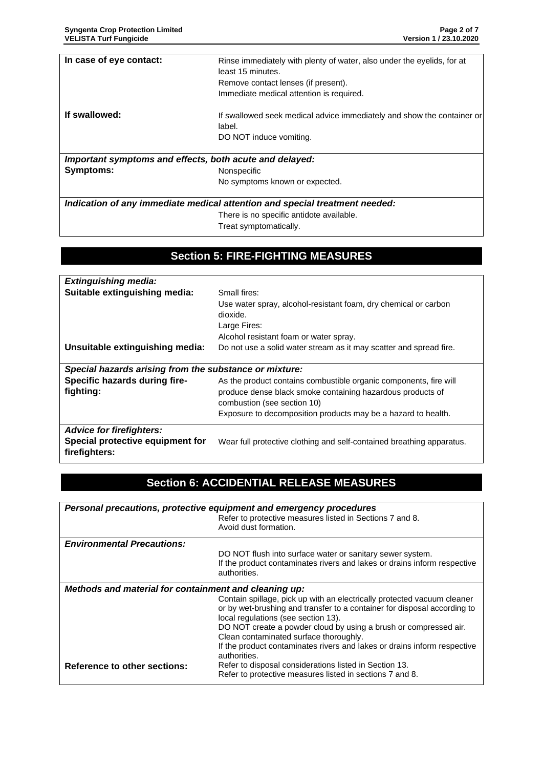| | |
|---|---|
| **In case of eye contact:** | Rinse immediately with plenty of water, also under the eyelids, for at least 15 minutes.<br>Remove contact lenses (if present).<br>Immediate medical attention is required. |
| **If swallowed:** | If swallowed seek medical advice immediately and show the container or label.<br>DO NOT induce vomiting. |

***Important symptoms and effects, both acute and delayed:***

| | |
|---|---|
| **Symptoms:** | Nonspecific<br>No symptoms known or expected. |

***Indication of any immediate medical attention and special treatment needed:***

There is no specific antidote available.
Treat symptomatically.

## Section 5: FIRE-FIGHTING MEASURES

***Extinguishing media:***

| | |
|---|---|
| **Suitable extinguishing media:** | Small fires:<br>Use water spray, alcohol-resistant foam, dry chemical or carbon dioxide.<br>Large Fires:<br>Alcohol resistant foam or water spray. |
| **Unsuitable extinguishing media:** | Do not use a solid water stream as it may scatter and spread fire. |

***Special hazards arising from the substance or mixture:***

| | |
|---|---|
| **Specific hazards during fire-fighting:** | As the product contains combustible organic components, fire will produce dense black smoke containing hazardous products of combustion (see section 10)<br>Exposure to decomposition products may be a hazard to health. |

***Advice for firefighters:***

| | |
|---|---|
| **Special protective equipment for firefighters:** | Wear full protective clothing and self-contained breathing apparatus. |

## Section 6: ACCIDENTIAL RELEASE MEASURES

***Personal precautions, protective equipment and emergency procedures***

Refer to protective measures listed in Sections 7 and 8.
Avoid dust formation.

***Environmental Precautions:***

DO NOT flush into surface water or sanitary sewer system.
If the product contaminates rivers and lakes or drains inform respective authorities.

***Methods and material for containment and cleaning up:***

Contain spillage, pick up with an electrically protected vacuum cleaner or by wet-brushing and transfer to a container for disposal according to local regulations (see section 13).
DO NOT create a powder cloud by using a brush or compressed air.
Clean contaminated surface thoroughly.
If the product contaminates rivers and lakes or drains inform respective authorities.

| | |
|---|---|
| **Reference to other sections:** | Refer to disposal considerations listed in Section 13.<br>Refer to protective measures listed in sections 7 and 8. |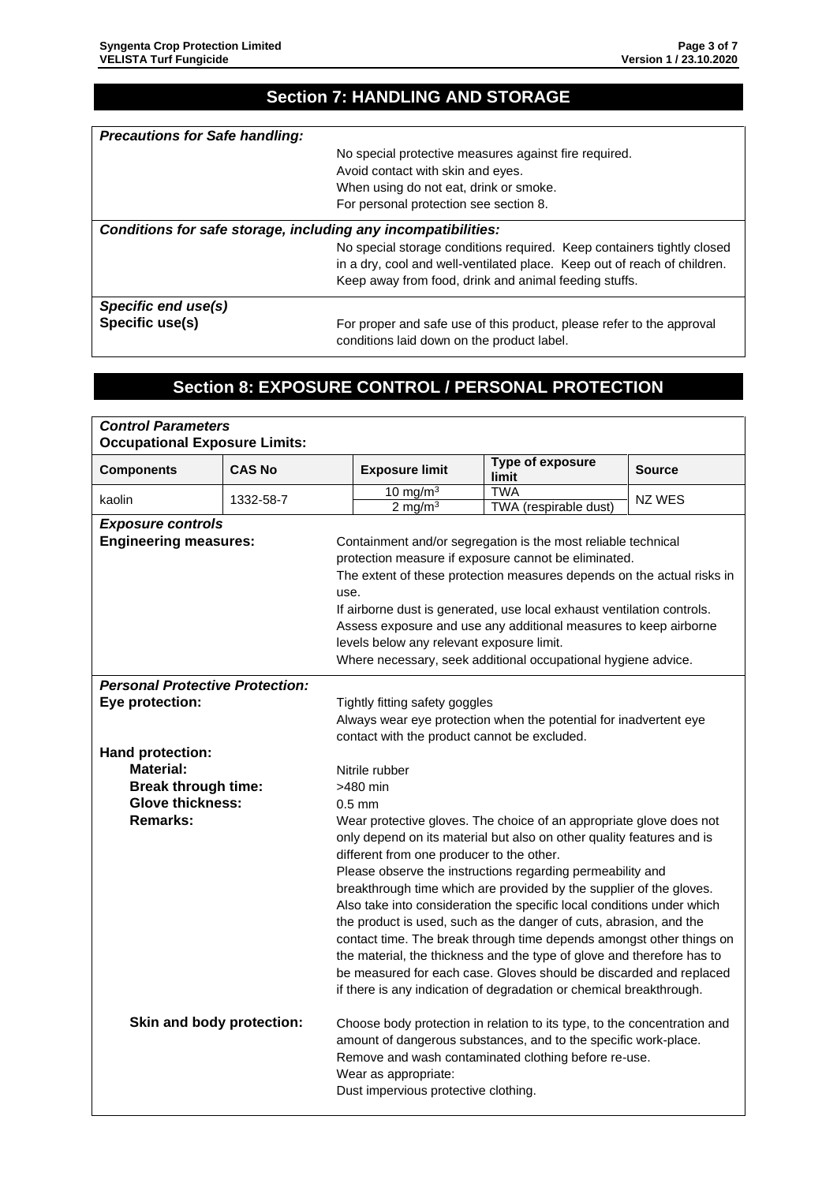# Section 7: HANDLING AND STORAGE

***Precautions for Safe handling:***

No special protective measures against fire required.
Avoid contact with skin and eyes.
When using do not eat, drink or smoke.
For personal protection see section 8.

***Conditions for safe storage, including any incompatibilities:***

No special storage conditions required. Keep containers tightly closed in a dry, cool and well-ventilated place. Keep out of reach of children. Keep away from food, drink and animal feeding stuffs.

***Specific end use(s)***

**Specific use(s)**

For proper and safe use of this product, please refer to the approval conditions laid down on the product label.

# Section 8: EXPOSURE CONTROL / PERSONAL PROTECTION

***Control Parameters***

**Occupational Exposure Limits:**

| Components | CAS No | Exposure limit | Type of exposure limit | Source |
|---|---|---|---|---|
| kaolin | 1332-58-7 | 10 $mg/m^3$ | TWA | NZ WES |
| | | 2 $mg/m^3$ | TWA (respirable dust) | |

***Exposure controls***

**Engineering measures:**

Containment and/or segregation is the most reliable technical protection measure if exposure cannot be eliminated.
The extent of these protection measures depends on the actual risks in use.
If airborne dust is generated, use local exhaust ventilation controls.
Assess exposure and use any additional measures to keep airborne levels below any relevant exposure limit.
Where necessary, seek additional occupational hygiene advice.

***Personal Protective Protection:***

**Eye protection:**

Tightly fitting safety goggles
Always wear eye protection when the potential for inadvertent eye contact with the product cannot be excluded.

**Hand protection:**

**Material:** Nitrile rubber

**Break through time:** >480 min

**Glove thickness:** 0.5 mm

**Remarks:** Wear protective gloves. The choice of an appropriate glove does not only depend on its material but also on other quality features and is different from one producer to the other.
Please observe the instructions regarding permeability and breakthrough time which are provided by the supplier of the gloves.
Also take into consideration the specific local conditions under which the product is used, such as the danger of cuts, abrasion, and the contact time. The break through time depends amongst other things on the material, the thickness and the type of glove and therefore has to be measured for each case. Gloves should be discarded and replaced if there is any indication of degradation or chemical breakthrough.

**Skin and body protection:**

Choose body protection in relation to its type, to the concentration and amount of dangerous substances, and to the specific work-place.
Remove and wash contaminated clothing before re-use.
Wear as appropriate:
Dust impervious protective clothing.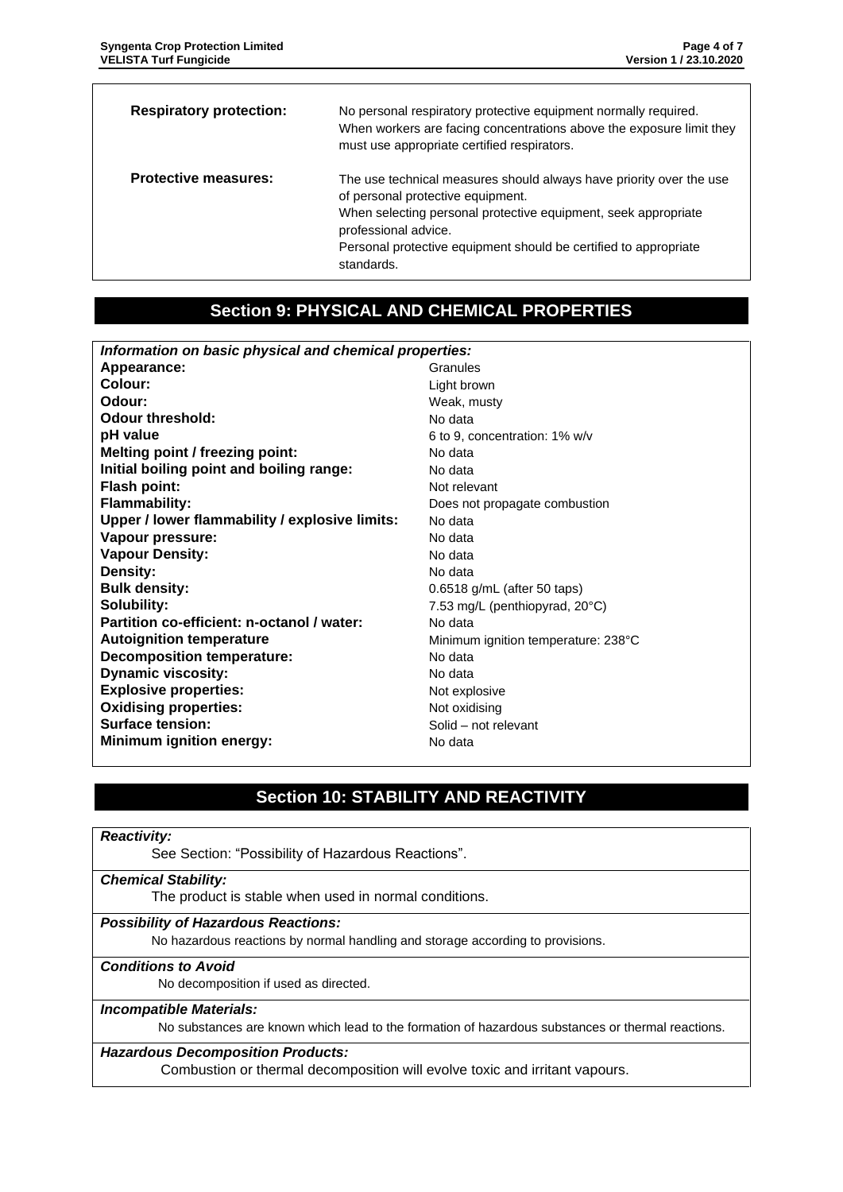| | |
|---|---|
| **Respiratory protection:** | No personal respiratory protective equipment normally required. When workers are facing concentrations above the exposure limit they must use appropriate certified respirators. |
| **Protective measures:** | The use technical measures should always have priority over the use of personal protective equipment. When selecting personal protective equipment, seek appropriate professional advice. Personal protective equipment should be certified to appropriate standards. |

## Section 9: PHYSICAL AND CHEMICAL PROPERTIES

***Information on basic physical and chemical properties:***

| | |
|---|---|
| **Appearance:** | Granules |
| **Colour:** | Light brown |
| **Odour:** | Weak, musty |
| **Odour threshold:** | No data |
| **pH value** | 6 to 9, concentration: 1% w/v |
| **Melting point / freezing point:** | No data |
| **Initial boiling point and boiling range:** | No data |
| **Flash point:** | Not relevant |
| **Flammability:** | Does not propagate combustion |
| **Upper / lower flammability / explosive limits:** | No data |
| **Vapour pressure:** | No data |
| **Vapour Density:** | No data |
| **Density:** | No data |
| **Bulk density:** | 0.6518 g/mL (after 50 taps) |
| **Solubility:** | 7.53 mg/L (penthiopyrad, 20°C) |
| **Partition co-efficient: n-octanol / water:** | No data |
| **Autoignition temperature** | Minimum ignition temperature: 238°C |
| **Decomposition temperature:** | No data |
| **Dynamic viscosity:** | No data |
| **Explosive properties:** | Not explosive |
| **Oxidising properties:** | Not oxidising |
| **Surface tension:** | Solid – not relevant |
| **Minimum ignition energy:** | No data |

## Section 10: STABILITY AND REACTIVITY

***Reactivity:***

See Section: "Possibility of Hazardous Reactions".

***Chemical Stability:***

The product is stable when used in normal conditions.

***Possibility of Hazardous Reactions:***

No hazardous reactions by normal handling and storage according to provisions.

***Conditions to Avoid***

No decomposition if used as directed.

***Incompatible Materials:***

No substances are known which lead to the formation of hazardous substances or thermal reactions.

***Hazardous Decomposition Products:***

Combustion or thermal decomposition will evolve toxic and irritant vapours.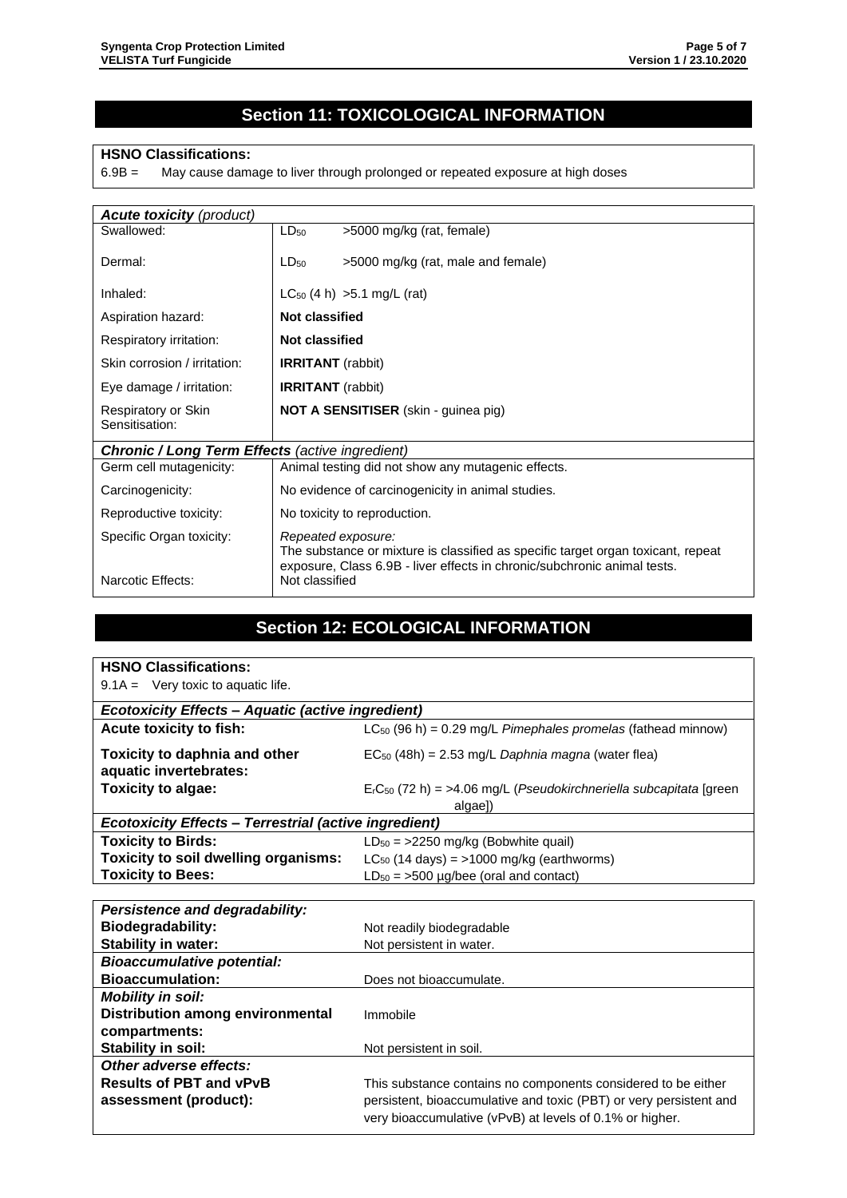## Section 11: TOXICOLOGICAL INFORMATION

**HSNO Classifications:**
6.9B = May cause damage to liver through prolonged or repeated exposure at high doses

| *Acute toxicity (product)* | |
|---|---|
| Swallowed: | $LD_{50}$ >5000 mg/kg (rat, female) |
| Dermal: | $LD_{50}$ >5000 mg/kg (rat, male and female) |
| Inhaled: | $LC_{50}$ (4 h) >5.1 mg/L (rat) |
| Aspiration hazard: | **Not classified** |
| Respiratory irritation: | **Not classified** |
| Skin corrosion / irritation: | **IRRITANT** (rabbit) |
| Eye damage / irritation: | **IRRITANT** (rabbit) |
| Respiratory or Skin Sensitisation: | **NOT A SENSITISER** (skin - guinea pig) |
| ***Chronic / Long Term Effects** (active ingredient)* | |
| Germ cell mutagenicity: | Animal testing did not show any mutagenic effects. |
| Carcinogenicity: | No evidence of carcinogenicity in animal studies. |
| Reproductive toxicity: | No toxicity to reproduction. |
| Specific Organ toxicity: | *Repeated exposure:* The substance or mixture is classified as specific target organ toxicant, repeat exposure, Class 6.9B - liver effects in chronic/subchronic animal tests. |
| Narcotic Effects: | Not classified |

## Section 12: ECOLOGICAL INFORMATION

**HSNO Classifications:**
9.1A = Very toxic to aquatic life.

| ***Ecotoxicity Effects – Aquatic (active ingredient)*** | |
|---|---|
| **Acute toxicity to fish:** | $LC_{50}$ (96 h) = 0.29 mg/L *Pimephales promelas* (fathead minnow) |
| **Toxicity to daphnia and other aquatic invertebrates:** | $EC_{50}$ (48h) = 2.53 mg/L *Daphnia magna* (water flea) |
| **Toxicity to algae:** | $E_rC_{50}$ (72 h) = >4.06 mg/L (*Pseudokirchneriella subcapitata* [green algae]) |
| ***Ecotoxicity Effects – Terrestrial (active ingredient)*** | |
| **Toxicity to Birds:** | $LD_{50}$ = >2250 mg/kg (Bobwhite quail) |
| **Toxicity to soil dwelling organisms:** | $LC_{50}$ (14 days) = >1000 mg/kg (earthworms) |
| **Toxicity to Bees:** | $LD_{50}$ = >500 µg/bee (oral and contact) |

| ***Persistence and degradability:*** | |
|---|---|
| **Biodegradability:** | Not readily biodegradable |
| **Stability in water:** | Not persistent in water. |
| ***Bioaccumulative potential:*** | |
| **Bioaccumulation:** | Does not bioaccumulate. |
| ***Mobility in soil:*** | |
| **Distribution among environmental compartments:** | Immobile |
| **Stability in soil:** | Not persistent in soil. |
| ***Other adverse effects:*** | |
| **Results of PBT and vPvB assessment (product):** | This substance contains no components considered to be either persistent, bioaccumulative and toxic (PBT) or very persistent and very bioaccumulative (vPvB) at levels of 0.1% or higher. |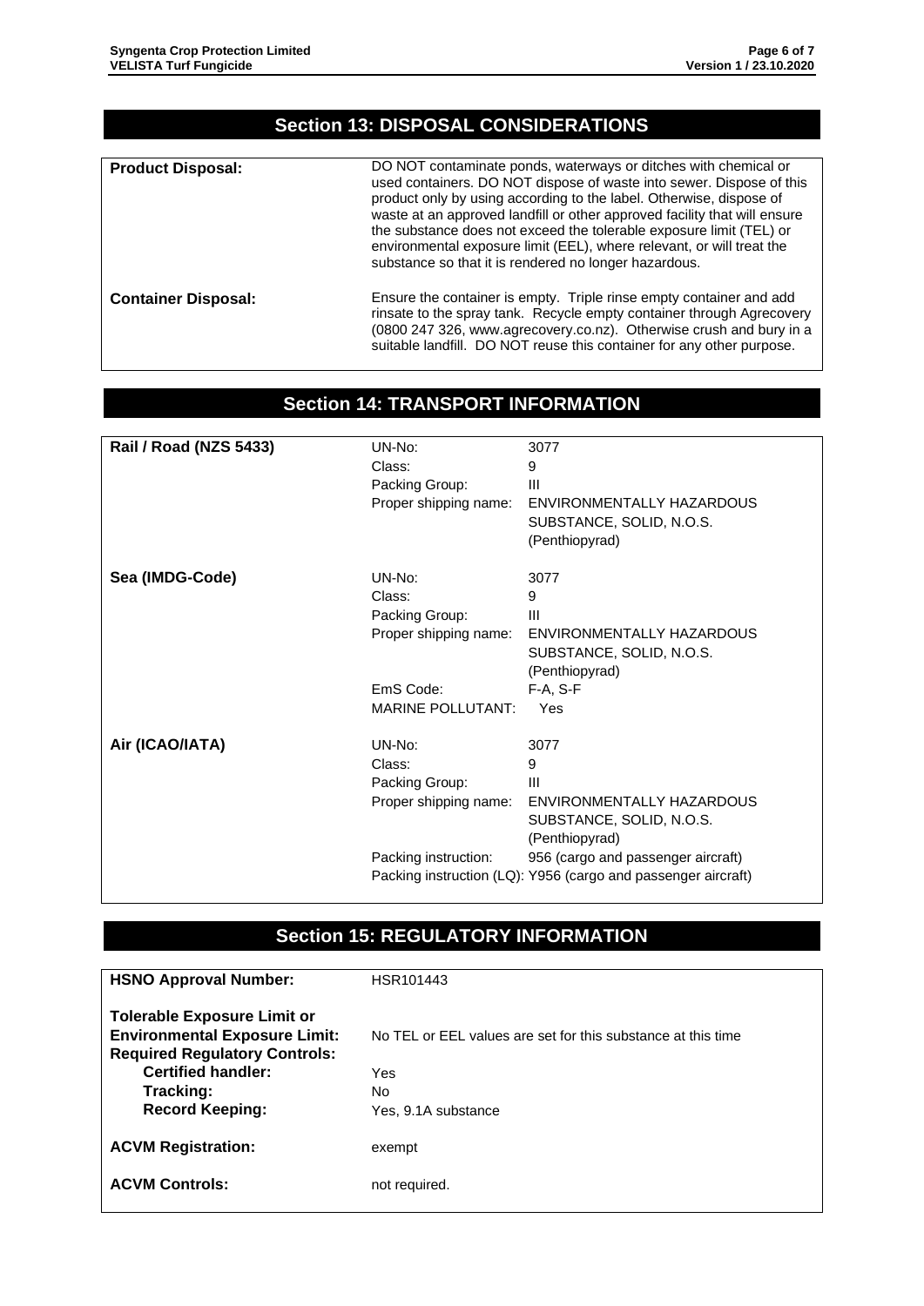## Section 13: DISPOSAL CONSIDERATIONS

| | |
|---|---|
| **Product Disposal:** | DO NOT contaminate ponds, waterways or ditches with chemical or used containers. DO NOT dispose of waste into sewer. Dispose of this product only by using according to the label. Otherwise, dispose of waste at an approved landfill or other approved facility that will ensure the substance does not exceed the tolerable exposure limit (TEL) or environmental exposure limit (EEL), where relevant, or will treat the substance so that it is rendered no longer hazardous. |
| **Container Disposal:** | Ensure the container is empty. Triple rinse empty container and add rinsate to the spray tank. Recycle empty container through Agrecovery (0800 247 326, www.agrecovery.co.nz). Otherwise crush and bury in a suitable landfill. DO NOT reuse this container for any other purpose. |

## Section 14: TRANSPORT INFORMATION

| | | |
|---|---|---|
| **Rail / Road (NZS 5433)** | UN-No: | 3077 |
| | Class: | 9 |
| | Packing Group: | III |
| | Proper shipping name: | ENVIRONMENTALLY HAZARDOUS SUBSTANCE, SOLID, N.O.S. (Penthiopyrad) |
| **Sea (IMDG-Code)** | UN-No: | 3077 |
| | Class: | 9 |
| | Packing Group: | III |
| | Proper shipping name: | ENVIRONMENTALLY HAZARDOUS SUBSTANCE, SOLID, N.O.S. (Penthiopyrad) |
| | EmS Code: | F-A, S-F |
| | MARINE POLLUTANT: | Yes |
| **Air (ICAO/IATA)** | UN-No: | 3077 |
| | Class: | 9 |
| | Packing Group: | III |
| | Proper shipping name: | ENVIRONMENTALLY HAZARDOUS SUBSTANCE, SOLID, N.O.S. (Penthiopyrad) |
| | Packing instruction: | 956 (cargo and passenger aircraft) |
| | Packing instruction (LQ): | Y956 (cargo and passenger aircraft) |

## Section 15: REGULATORY INFORMATION

| | |
|---|---|
| **HSNO Approval Number:** | HSR101443 |
| **Tolerable Exposure Limit or Environmental Exposure Limit:** | No TEL or EEL values are set for this substance at this time |
| **Required Regulatory Controls:** | |
| **Certified handler:** | Yes |
| **Tracking:** | No |
| **Record Keeping:** | Yes, 9.1A substance |
| **ACVM Registration:** | exempt |
| **ACVM Controls:** | not required. |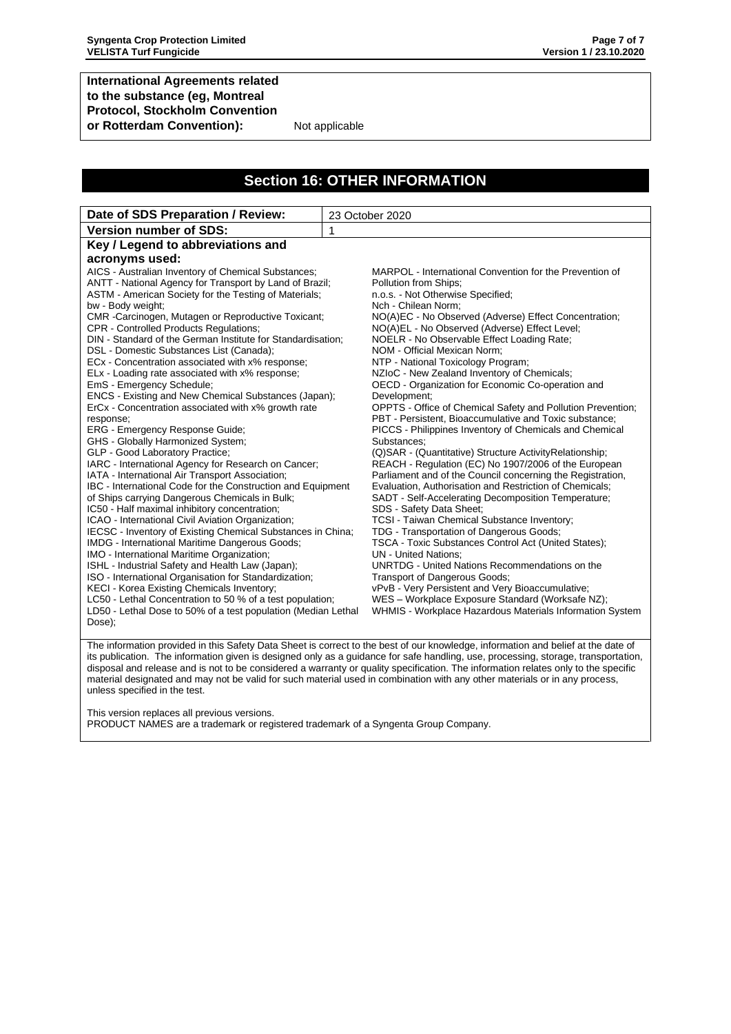| | |
|---|---|
| **International Agreements related to the substance (eg, Montreal Protocol, Stockholm Convention or Rotterdam Convention):** | Not applicable |

## Section 16: OTHER INFORMATION

| | |
|---|---|
| **Date of SDS Preparation / Review:** | 23 October 2020 |
| **Version number of SDS:** | 1 |

**Key / Legend to abbreviations and acronyms used:**

AICS - Australian Inventory of Chemical Substances;
ANTT - National Agency for Transport by Land of Brazil;
ASTM - American Society for the Testing of Materials;
bw - Body weight;
CMR -Carcinogen, Mutagen or Reproductive Toxicant;
CPR - Controlled Products Regulations;
DIN - Standard of the German Institute for Standardisation;
DSL - Domestic Substances List (Canada);
ECx - Concentration associated with x% response;
ELx - Loading rate associated with x% response;
EmS - Emergency Schedule;
ENCS - Existing and New Chemical Substances (Japan);
ErCx - Concentration associated with x% growth rate response;
ERG - Emergency Response Guide;
GHS - Globally Harmonized System;
GLP - Good Laboratory Practice;
IARC - International Agency for Research on Cancer;
IATA - International Air Transport Association;
IBC - International Code for the Construction and Equipment of Ships carrying Dangerous Chemicals in Bulk;
IC50 - Half maximal inhibitory concentration;
ICAO - International Civil Aviation Organization;
IECSC - Inventory of Existing Chemical Substances in China;
IMDG - International Maritime Dangerous Goods;
IMO - International Maritime Organization;
ISHL - Industrial Safety and Health Law (Japan);
ISO - International Organisation for Standardization;
KECI - Korea Existing Chemicals Inventory;
LC50 - Lethal Concentration to 50 % of a test population;
LD50 - Lethal Dose to 50% of a test population (Median Lethal Dose);
MARPOL - International Convention for the Prevention of Pollution from Ships;
n.o.s. - Not Otherwise Specified;
Nch - Chilean Norm;
NO(A)EC - No Observed (Adverse) Effect Concentration;
NO(A)EL - No Observed (Adverse) Effect Level;
NOELR - No Observable Effect Loading Rate;
NOM - Official Mexican Norm;
NTP - National Toxicology Program;
NZIoC - New Zealand Inventory of Chemicals;
OECD - Organization for Economic Co-operation and Development;
OPPTS - Office of Chemical Safety and Pollution Prevention;
PBT - Persistent, Bioaccumulative and Toxic substance;
PICCS - Philippines Inventory of Chemicals and Chemical Substances;
(Q)SAR - (Quantitative) Structure ActivityRelationship;
REACH - Regulation (EC) No 1907/2006 of the European Parliament and of the Council concerning the Registration, Evaluation, Authorisation and Restriction of Chemicals;
SADT - Self-Accelerating Decomposition Temperature;
SDS - Safety Data Sheet;
TCSI - Taiwan Chemical Substance Inventory;
TDG - Transportation of Dangerous Goods;
TSCA - Toxic Substances Control Act (United States);
UN - United Nations;
UNRTDG - United Nations Recommendations on the Transport of Dangerous Goods;
vPvB - Very Persistent and Very Bioaccumulative;
WES – Workplace Exposure Standard (Worksafe NZ);
WHMIS - Workplace Hazardous Materials Information System

The information provided in this Safety Data Sheet is correct to the best of our knowledge, information and belief at the date of its publication. The information given is designed only as a guidance for safe handling, use, processing, storage, transportation, disposal and release and is not to be considered a warranty or quality specification. The information relates only to the specific material designated and may not be valid for such material used in combination with any other materials or in any process, unless specified in the test.

This version replaces all previous versions.
PRODUCT NAMES are a trademark or registered trademark of a Syngenta Group Company.